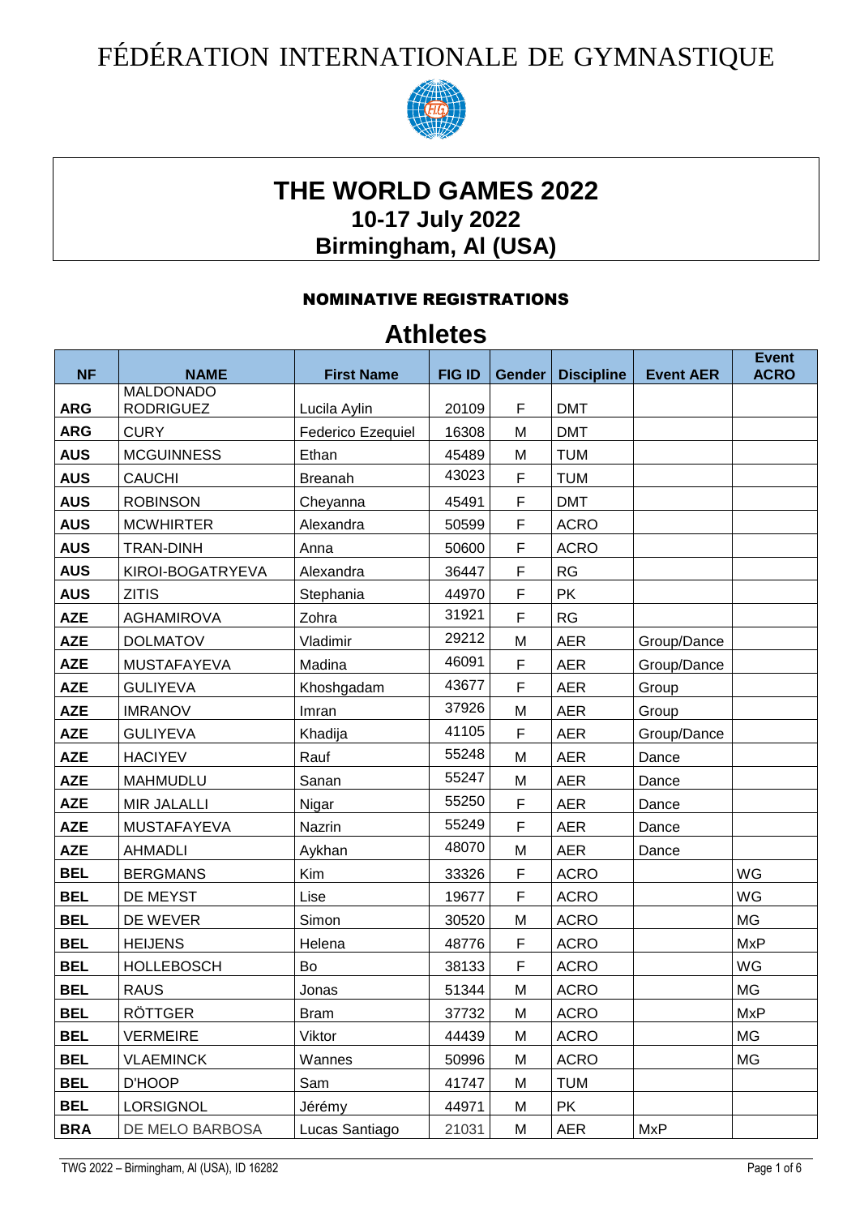# FÉDÉRATION INTERNATIONALE DE GYMNASTIQUE

## THE WORLD GAMES 2022
### 10-17 July 2022
### Birmingham, Al (USA)

**NOMINATIVE REGISTRATIONS**

## Athletes

| NF | NAME | First Name | FIG ID | Gender | Discipline | Event AER | Event ACRO |
|---|---|---|---|---|---|---|---|
| ARG | MALDONADO RODRIGUEZ | Lucila Aylin | 20109 | F | DMT | | |
| ARG | CURY | Federico Ezequiel | 16308 | M | DMT | | |
| AUS | MCGUINNESS | Ethan | 45489 | M | TUM | | |
| AUS | CAUCHI | Breanah | 43023 | F | TUM | | |
| AUS | ROBINSON | Cheyanna | 45491 | F | DMT | | |
| AUS | MCWHIRTER | Alexandra | 50599 | F | ACRO | | |
| AUS | TRAN-DINH | Anna | 50600 | F | ACRO | | |
| AUS | KIROI-BOGATRYEVA | Alexandra | 36447 | F | RG | | |
| AUS | ZITIS | Stephania | 44970 | F | PK | | |
| AZE | AGHAMIROVA | Zohra | 31921 | F | RG | | |
| AZE | DOLMATOV | Vladimir | 29212 | M | AER | Group/Dance | |
| AZE | MUSTAFAYEVA | Madina | 46091 | F | AER | Group/Dance | |
| AZE | GULIYEVA | Khoshgadam | 43677 | F | AER | Group | |
| AZE | IMRANOV | Imran | 37926 | M | AER | Group | |
| AZE | GULIYEVA | Khadija | 41105 | F | AER | Group/Dance | |
| AZE | HACIYEV | Rauf | 55248 | M | AER | Dance | |
| AZE | MAHMUDLU | Sanan | 55247 | M | AER | Dance | |
| AZE | MIR JALALLI | Nigar | 55250 | F | AER | Dance | |
| AZE | MUSTAFAYEVA | Nazrin | 55249 | F | AER | Dance | |
| AZE | AHMADLI | Aykhan | 48070 | M | AER | Dance | |
| BEL | BERGMANS | Kim | 33326 | F | ACRO | | WG |
| BEL | DE MEYST | Lise | 19677 | F | ACRO | | WG |
| BEL | DE WEVER | Simon | 30520 | M | ACRO | | MG |
| BEL | HEIJENS | Helena | 48776 | F | ACRO | | MxP |
| BEL | HOLLEBOSCH | Bo | 38133 | F | ACRO | | WG |
| BEL | RAUS | Jonas | 51344 | M | ACRO | | MG |
| BEL | RÖTTGER | Bram | 37732 | M | ACRO | | MxP |
| BEL | VERMEIRE | Viktor | 44439 | M | ACRO | | MG |
| BEL | VLAEMINCK | Wannes | 50996 | M | ACRO | | MG |
| BEL | D'HOOP | Sam | 41747 | M | TUM | | |
| BEL | LORSIGNOL | Jérémy | 44971 | M | PK | | |
| BRA | DE MELO BARBOSA | Lucas Santiago | 21031 | M | AER | MxP | |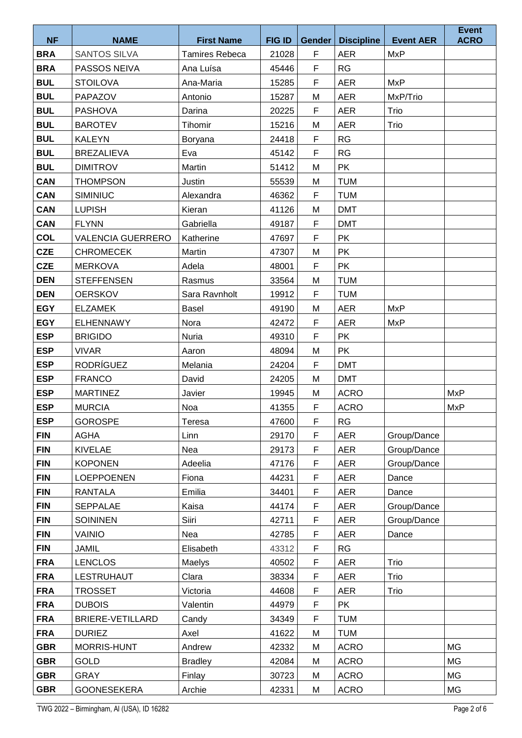| NF | NAME | First Name | FIG ID | Gender | Discipline | Event AER | Event ACRO |
|---|---|---|---|---|---|---|---|
| **BRA** | SANTOS SILVA | Tamires Rebeca | 21028 | F | AER | MxP | |
| **BRA** | PASSOS NEIVA | Ana Luísa | 45446 | F | RG | | |
| **BUL** | STOILOVA | Ana-Maria | 15285 | F | AER | MxP | |
| **BUL** | PAPAZOV | Antonio | 15287 | M | AER | MxP/Trio | |
| **BUL** | PASHOVA | Darina | 20225 | F | AER | Trio | |
| **BUL** | BAROTEV | Tihomir | 15216 | M | AER | Trio | |
| **BUL** | KALEYN | Boryana | 24418 | F | RG | | |
| **BUL** | BREZALIEVA | Eva | 45142 | F | RG | | |
| **BUL** | DIMITROV | Martin | 51412 | M | PK | | |
| **CAN** | THOMPSON | Justin | 55539 | M | TUM | | |
| **CAN** | SIMINIUC | Alexandra | 46362 | F | TUM | | |
| **CAN** | LUPISH | Kieran | 41126 | M | DMT | | |
| **CAN** | FLYNN | Gabriella | 49187 | F | DMT | | |
| **COL** | VALENCIA GUERRERO | Katherine | 47697 | F | PK | | |
| **CZE** | CHROMECEK | Martin | 47307 | M | PK | | |
| **CZE** | MERKOVA | Adela | 48001 | F | PK | | |
| **DEN** | STEFFENSEN | Rasmus | 33564 | M | TUM | | |
| **DEN** | OERSKOV | Sara Ravnholt | 19912 | F | TUM | | |
| **EGY** | ELZAMEK | Basel | 49190 | M | AER | MxP | |
| **EGY** | ELHENNAWY | Nora | 42472 | F | AER | MxP | |
| **ESP** | BRIGIDO | Nuria | 49310 | F | PK | | |
| **ESP** | VIVAR | Aaron | 48094 | M | PK | | |
| **ESP** | RODRÍGUEZ | Melania | 24204 | F | DMT | | |
| **ESP** | FRANCO | David | 24205 | M | DMT | | |
| **ESP** | MARTINEZ | Javier | 19945 | M | ACRO | | MxP |
| **ESP** | MURCIA | Noa | 41355 | F | ACRO | | MxP |
| **ESP** | GOROSPE | Teresa | 47600 | F | RG | | |
| **FIN** | AGHA | Linn | 29170 | F | AER | Group/Dance | |
| **FIN** | KIVELAE | Nea | 29173 | F | AER | Group/Dance | |
| **FIN** | KOPONEN | Adeelia | 47176 | F | AER | Group/Dance | |
| **FIN** | LOEPPOENEN | Fiona | 44231 | F | AER | Dance | |
| **FIN** | RANTALA | Emilia | 34401 | F | AER | Dance | |
| **FIN** | SEPPALAE | Kaisa | 44174 | F | AER | Group/Dance | |
| **FIN** | SOININEN | Siiri | 42711 | F | AER | Group/Dance | |
| **FIN** | VAINIO | Nea | 42785 | F | AER | Dance | |
| **FIN** | JAMIL | Elisabeth | 43312 | F | RG | | |
| **FRA** | LENCLOS | Maelys | 40502 | F | AER | Trio | |
| **FRA** | LESTRUHAUT | Clara | 38334 | F | AER | Trio | |
| **FRA** | TROSSET | Victoria | 44608 | F | AER | Trio | |
| **FRA** | DUBOIS | Valentin | 44979 | F | PK | | |
| **FRA** | BRIERE-VETILLARD | Candy | 34349 | F | TUM | | |
| **FRA** | DURIEZ | Axel | 41622 | M | TUM | | |
| **GBR** | MORRIS-HUNT | Andrew | 42332 | M | ACRO | | MG |
| **GBR** | GOLD | Bradley | 42084 | M | ACRO | | MG |
| **GBR** | GRAY | Finlay | 30723 | M | ACRO | | MG |
| **GBR** | GOONESEKERA | Archie | 42331 | M | ACRO | | MG |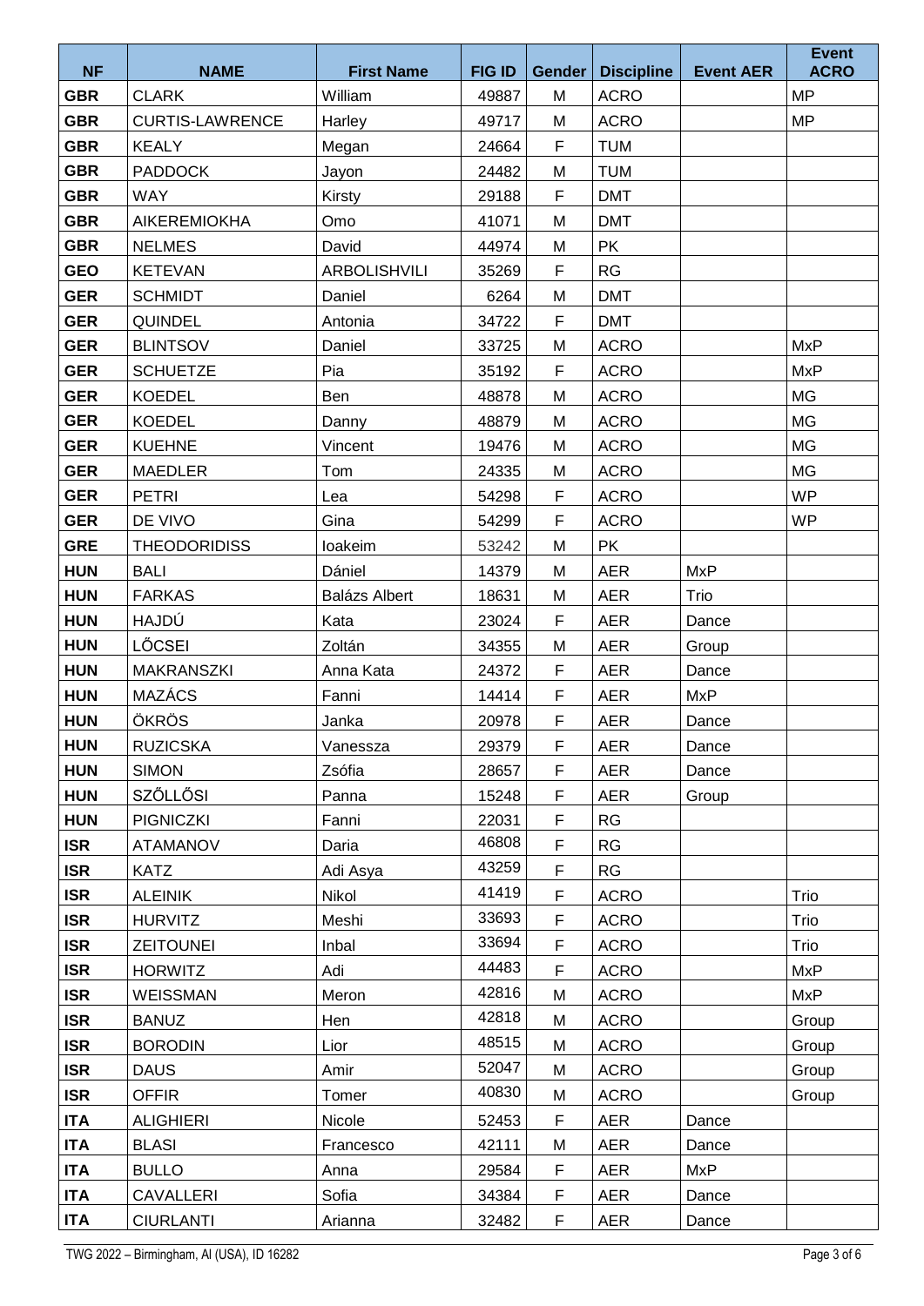| NF | NAME | First Name | FIG ID | Gender | Discipline | Event AER | Event ACRO |
|---|---|---|---|---|---|---|---|
| GBR | CLARK | William | 49887 | M | ACRO | | MP |
| GBR | CURTIS-LAWRENCE | Harley | 49717 | M | ACRO | | MP |
| GBR | KEALY | Megan | 24664 | F | TUM | | |
| GBR | PADDOCK | Jayon | 24482 | M | TUM | | |
| GBR | WAY | Kirsty | 29188 | F | DMT | | |
| GBR | AIKEREMIOKHA | Omo | 41071 | M | DMT | | |
| GBR | NELMES | David | 44974 | M | PK | | |
| GEO | KETEVAN | ARBOLISHVILI | 35269 | F | RG | | |
| GER | SCHMIDT | Daniel | 6264 | M | DMT | | |
| GER | QUINDEL | Antonia | 34722 | F | DMT | | |
| GER | BLINTSOV | Daniel | 33725 | M | ACRO | | MxP |
| GER | SCHUETZE | Pia | 35192 | F | ACRO | | MxP |
| GER | KOEDEL | Ben | 48878 | M | ACRO | | MG |
| GER | KOEDEL | Danny | 48879 | M | ACRO | | MG |
| GER | KUEHNE | Vincent | 19476 | M | ACRO | | MG |
| GER | MAEDLER | Tom | 24335 | M | ACRO | | MG |
| GER | PETRI | Lea | 54298 | F | ACRO | | WP |
| GER | DE VIVO | Gina | 54299 | F | ACRO | | WP |
| GRE | THEODORIDISS | Ioakeim | 53242 | M | PK | | |
| HUN | BALI | Dániel | 14379 | M | AER | MxP | |
| HUN | FARKAS | Balázs Albert | 18631 | M | AER | Trio | |
| HUN | HAJDÚ | Kata | 23024 | F | AER | Dance | |
| HUN | LŐCSEI | Zoltán | 34355 | M | AER | Group | |
| HUN | MAKRANSZKI | Anna Kata | 24372 | F | AER | Dance | |
| HUN | MAZÁCS | Fanni | 14414 | F | AER | MxP | |
| HUN | ÖKRÖS | Janka | 20978 | F | AER | Dance | |
| HUN | RUZICSKA | Vanessza | 29379 | F | AER | Dance | |
| HUN | SIMON | Zsófia | 28657 | F | AER | Dance | |
| HUN | SZŐLLŐSI | Panna | 15248 | F | AER | Group | |
| HUN | PIGNICZKI | Fanni | 22031 | F | RG | | |
| ISR | ATAMANOV | Daria | 46808 | F | RG | | |
| ISR | KATZ | Adi Asya | 43259 | F | RG | | |
| ISR | ALEINIK | Nikol | 41419 | F | ACRO | | Trio |
| ISR | HURVITZ | Meshi | 33693 | F | ACRO | | Trio |
| ISR | ZEITOUNEI | Inbal | 33694 | F | ACRO | | Trio |
| ISR | HORWITZ | Adi | 44483 | F | ACRO | | MxP |
| ISR | WEISSMAN | Meron | 42816 | M | ACRO | | MxP |
| ISR | BANUZ | Hen | 42818 | M | ACRO | | Group |
| ISR | BORODIN | Lior | 48515 | M | ACRO | | Group |
| ISR | DAUS | Amir | 52047 | M | ACRO | | Group |
| ISR | OFFIR | Tomer | 40830 | M | ACRO | | Group |
| ITA | ALIGHIERI | Nicole | 52453 | F | AER | Dance | |
| ITA | BLASI | Francesco | 42111 | M | AER | Dance | |
| ITA | BULLO | Anna | 29584 | F | AER | MxP | |
| ITA | CAVALLERI | Sofia | 34384 | F | AER | Dance | |
| ITA | CIURLANTI | Arianna | 32482 | F | AER | Dance | |

TWG 2022 – Birmingham, Al (USA), ID 16282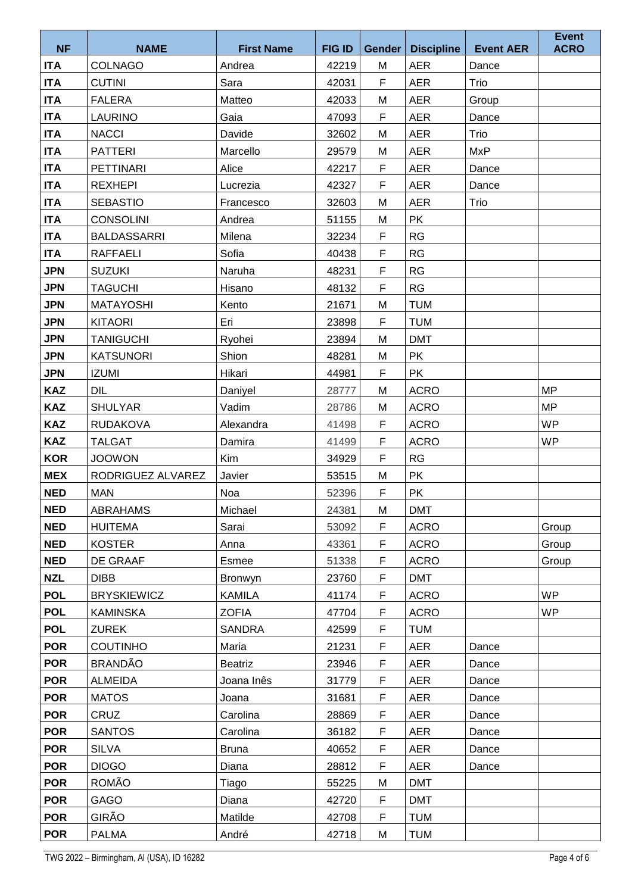| NF | NAME | First Name | FIG ID | Gender | Discipline | Event AER | Event ACRO |
|---|---|---|---|---|---|---|---|
| ITA | COLNAGO | Andrea | 42219 | M | AER | Dance | |
| ITA | CUTINI | Sara | 42031 | F | AER | Trio | |
| ITA | FALERA | Matteo | 42033 | M | AER | Group | |
| ITA | LAURINO | Gaia | 47093 | F | AER | Dance | |
| ITA | NACCI | Davide | 32602 | M | AER | Trio | |
| ITA | PATTERI | Marcello | 29579 | M | AER | MxP | |
| ITA | PETTINARI | Alice | 42217 | F | AER | Dance | |
| ITA | REXHEPI | Lucrezia | 42327 | F | AER | Dance | |
| ITA | SEBASTIO | Francesco | 32603 | M | AER | Trio | |
| ITA | CONSOLINI | Andrea | 51155 | M | PK | | |
| ITA | BALDASSARRI | Milena | 32234 | F | RG | | |
| ITA | RAFFAELI | Sofia | 40438 | F | RG | | |
| JPN | SUZUKI | Naruha | 48231 | F | RG | | |
| JPN | TAGUCHI | Hisano | 48132 | F | RG | | |
| JPN | MATAYOSHI | Kento | 21671 | M | TUM | | |
| JPN | KITAORI | Eri | 23898 | F | TUM | | |
| JPN | TANIGUCHI | Ryohei | 23894 | M | DMT | | |
| JPN | KATSUNORI | Shion | 48281 | M | PK | | |
| JPN | IZUMI | Hikari | 44981 | F | PK | | |
| KAZ | DIL | Daniyel | 28777 | M | ACRO | | MP |
| KAZ | SHULYAR | Vadim | 28786 | M | ACRO | | MP |
| KAZ | RUDAKOVA | Alexandra | 41498 | F | ACRO | | WP |
| KAZ | TALGAT | Damira | 41499 | F | ACRO | | WP |
| KOR | JOOWON | Kim | 34929 | F | RG | | |
| MEX | RODRIGUEZ ALVAREZ | Javier | 53515 | M | PK | | |
| NED | MAN | Noa | 52396 | F | PK | | |
| NED | ABRAHAMS | Michael | 24381 | M | DMT | | |
| NED | HUITEMA | Sarai | 53092 | F | ACRO | | Group |
| NED | KOSTER | Anna | 43361 | F | ACRO | | Group |
| NED | DE GRAAF | Esmee | 51338 | F | ACRO | | Group |
| NZL | DIBB | Bronwyn | 23760 | F | DMT | | |
| POL | BRYSKIEWICZ | KAMILA | 41174 | F | ACRO | | WP |
| POL | KAMINSKA | ZOFIA | 47704 | F | ACRO | | WP |
| POL | ZUREK | SANDRA | 42599 | F | TUM | | |
| POR | COUTINHO | Maria | 21231 | F | AER | Dance | |
| POR | BRANDÃO | Beatriz | 23946 | F | AER | Dance | |
| POR | ALMEIDA | Joana Inês | 31779 | F | AER | Dance | |
| POR | MATOS | Joana | 31681 | F | AER | Dance | |
| POR | CRUZ | Carolina | 28869 | F | AER | Dance | |
| POR | SANTOS | Carolina | 36182 | F | AER | Dance | |
| POR | SILVA | Bruna | 40652 | F | AER | Dance | |
| POR | DIOGO | Diana | 28812 | F | AER | Dance | |
| POR | ROMÃO | Tiago | 55225 | M | DMT | | |
| POR | GAGO | Diana | 42720 | F | DMT | | |
| POR | GIRÃO | Matilde | 42708 | F | TUM | | |
| POR | PALMA | André | 42718 | M | TUM | | |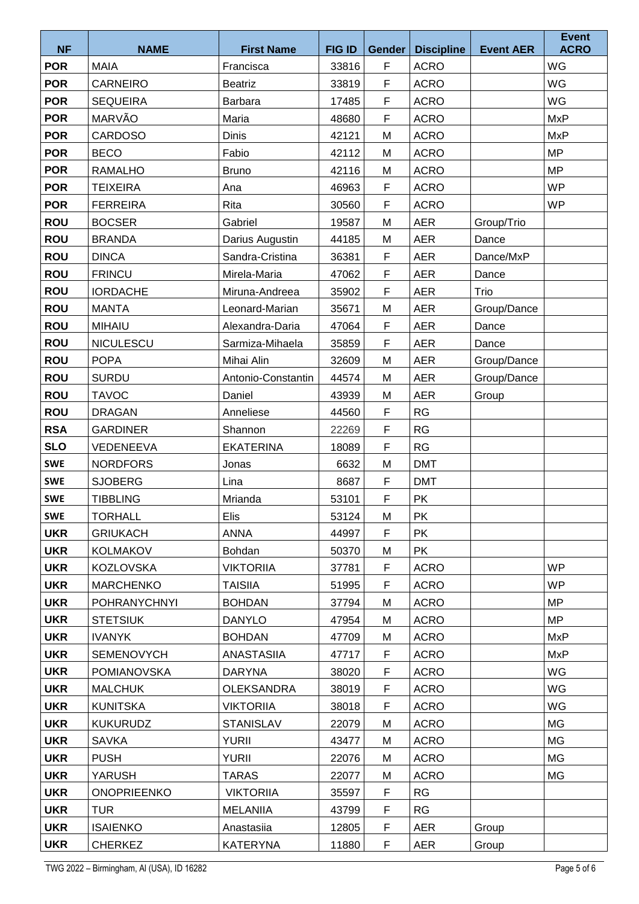| NF | NAME | First Name | FIG ID | Gender | Discipline | Event AER | Event ACRO |
|---|---|---|---|---|---|---|---|
| POR | MAIA | Francisca | 33816 | F | ACRO | | WG |
| POR | CARNEIRO | Beatriz | 33819 | F | ACRO | | WG |
| POR | SEQUEIRA | Barbara | 17485 | F | ACRO | | WG |
| POR | MARVÃO | Maria | 48680 | F | ACRO | | MxP |
| POR | CARDOSO | Dinis | 42121 | M | ACRO | | MxP |
| POR | BECO | Fabio | 42112 | M | ACRO | | MP |
| POR | RAMALHO | Bruno | 42116 | M | ACRO | | MP |
| POR | TEIXEIRA | Ana | 46963 | F | ACRO | | WP |
| POR | FERREIRA | Rita | 30560 | F | ACRO | | WP |
| ROU | BOCSER | Gabriel | 19587 | M | AER | Group/Trio | |
| ROU | BRANDA | Darius Augustin | 44185 | M | AER | Dance | |
| ROU | DINCA | Sandra-Cristina | 36381 | F | AER | Dance/MxP | |
| ROU | FRINCU | Mirela-Maria | 47062 | F | AER | Dance | |
| ROU | IORDACHE | Miruna-Andreea | 35902 | F | AER | Trio | |
| ROU | MANTA | Leonard-Marian | 35671 | M | AER | Group/Dance | |
| ROU | MIHAIU | Alexandra-Daria | 47064 | F | AER | Dance | |
| ROU | NICULESCU | Sarmiza-Mihaela | 35859 | F | AER | Dance | |
| ROU | POPA | Mihai Alin | 32609 | M | AER | Group/Dance | |
| ROU | SURDU | Antonio-Constantin | 44574 | M | AER | Group/Dance | |
| ROU | TAVOC | Daniel | 43939 | M | AER | Group | |
| ROU | DRAGAN | Anneliese | 44560 | F | RG | | |
| RSA | GARDINER | Shannon | 22269 | F | RG | | |
| SLO | VEDENEEVA | EKATERINA | 18089 | F | RG | | |
| SWE | NORDFORS | Jonas | 6632 | M | DMT | | |
| SWE | SJOBERG | Lina | 8687 | F | DMT | | |
| SWE | TIBBLING | Mrianda | 53101 | F | PK | | |
| SWE | TORHALL | Elis | 53124 | M | PK | | |
| UKR | GRIUKACH | ANNA | 44997 | F | PK | | |
| UKR | KOLMAKOV | Bohdan | 50370 | M | PK | | |
| UKR | KOZLOVSKA | VIKTORIIA | 37781 | F | ACRO | | WP |
| UKR | MARCHENKO | TAISIIA | 51995 | F | ACRO | | WP |
| UKR | POHRANYCHNYI | BOHDAN | 37794 | M | ACRO | | MP |
| UKR | STETSIUK | DANYLO | 47954 | M | ACRO | | MP |
| UKR | IVANYK | BOHDAN | 47709 | M | ACRO | | MxP |
| UKR | SEMENOVYCH | ANASTASIIA | 47717 | F | ACRO | | MxP |
| UKR | POMIANOVSKA | DARYNA | 38020 | F | ACRO | | WG |
| UKR | MALCHUK | OLEKSANDRA | 38019 | F | ACRO | | WG |
| UKR | KUNITSKA | VIKTORIIA | 38018 | F | ACRO | | WG |
| UKR | KUKURUDZ | STANISLAV | 22079 | M | ACRO | | MG |
| UKR | SAVKA | YURII | 43477 | M | ACRO | | MG |
| UKR | PUSH | YURII | 22076 | M | ACRO | | MG |
| UKR | YARUSH | TARAS | 22077 | M | ACRO | | MG |
| UKR | ONOPRIEENKO | VIKTORIIA | 35597 | F | RG | | |
| UKR | TUR | MELANIIA | 43799 | F | RG | | |
| UKR | ISAIENKO | Anastasiia | 12805 | F | AER | Group | |
| UKR | CHERKEZ | KATERYNA | 11880 | F | AER | Group | |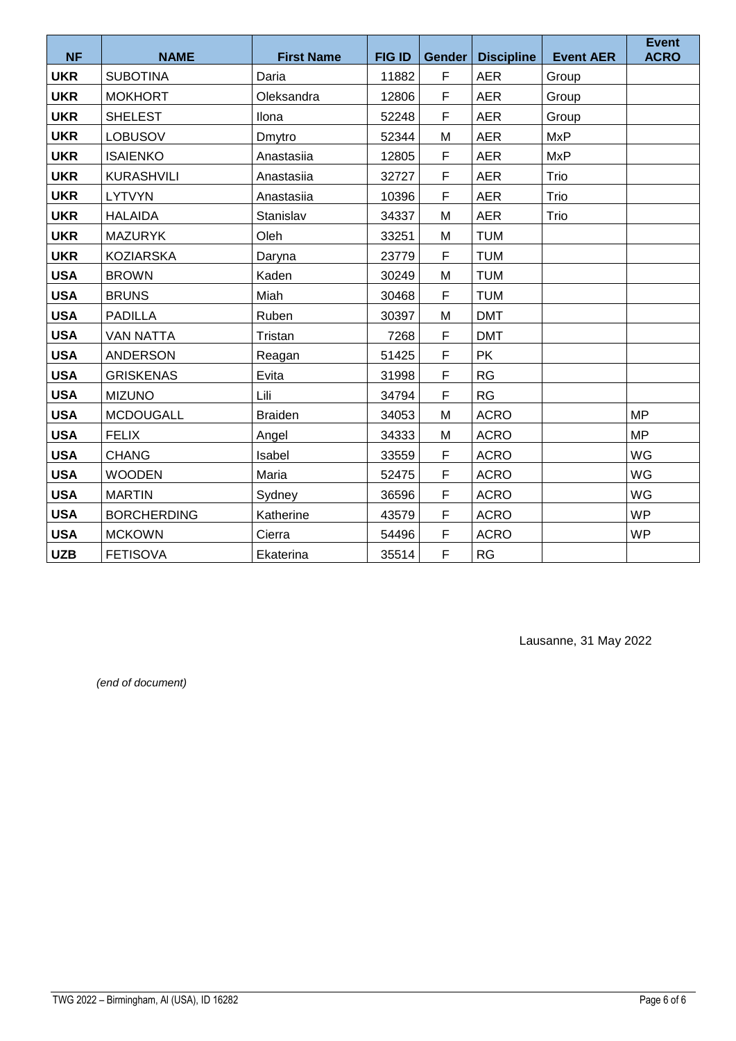| NF | NAME | First Name | FIG ID | Gender | Discipline | Event AER | Event ACRO |
|---|---|---|---|---|---|---|---|
| **UKR** | SUBOTINA | Daria | 11882 | F | AER | Group | |
| **UKR** | MOKHORT | Oleksandra | 12806 | F | AER | Group | |
| **UKR** | SHELEST | Ilona | 52248 | F | AER | Group | |
| **UKR** | LOBUSOV | Dmytro | 52344 | M | AER | MxP | |
| **UKR** | ISAIENKO | Anastasiia | 12805 | F | AER | MxP | |
| **UKR** | KURASHVILI | Anastasiia | 32727 | F | AER | Trio | |
| **UKR** | LYTVYN | Anastasiia | 10396 | F | AER | Trio | |
| **UKR** | HALAIDA | Stanislav | 34337 | M | AER | Trio | |
| **UKR** | MAZURYK | Oleh | 33251 | M | TUM | | |
| **UKR** | KOZIARSKA | Daryna | 23779 | F | TUM | | |
| **USA** | BROWN | Kaden | 30249 | M | TUM | | |
| **USA** | BRUNS | Miah | 30468 | F | TUM | | |
| **USA** | PADILLA | Ruben | 30397 | M | DMT | | |
| **USA** | VAN NATTA | Tristan | 7268 | F | DMT | | |
| **USA** | ANDERSON | Reagan | 51425 | F | PK | | |
| **USA** | GRISKENAS | Evita | 31998 | F | RG | | |
| **USA** | MIZUNO | Lili | 34794 | F | RG | | |
| **USA** | MCDOUGALL | Braiden | 34053 | M | ACRO | | MP |
| **USA** | FELIX | Angel | 34333 | M | ACRO | | MP |
| **USA** | CHANG | Isabel | 33559 | F | ACRO | | WG |
| **USA** | WOODEN | Maria | 52475 | F | ACRO | | WG |
| **USA** | MARTIN | Sydney | 36596 | F | ACRO | | WG |
| **USA** | BORCHERDING | Katherine | 43579 | F | ACRO | | WP |
| **USA** | MCKOWN | Cierra | 54496 | F | ACRO | | WP |
| **UZB** | FETISOVA | Ekaterina | 35514 | F | RG | | |

Lausanne, 31 May 2022

*(end of document)*